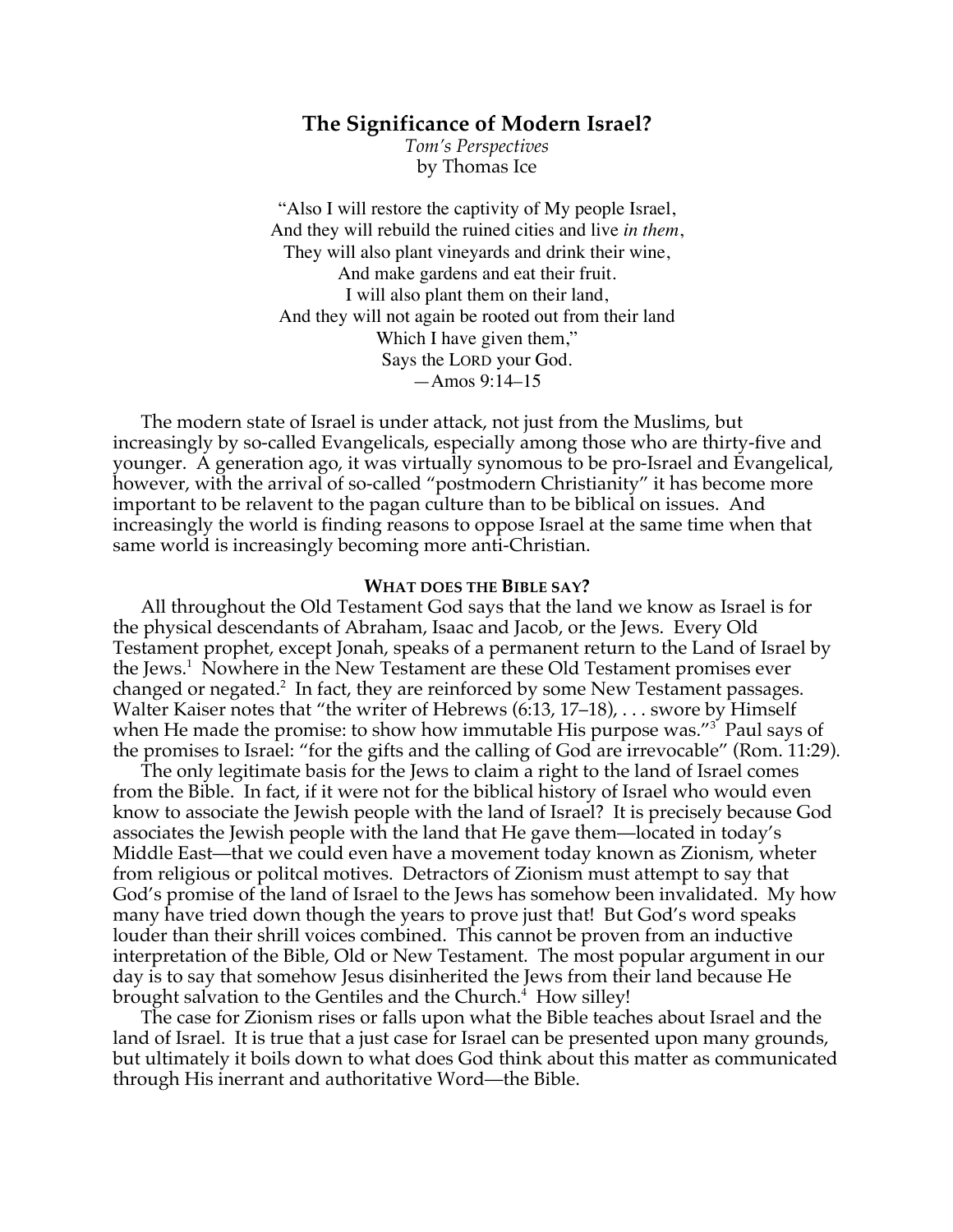# The Significance of Modern Israel?

*Tom's Perspectives*
by Thomas Ice

> "Also I will restore the captivity of My people Israel,
> And they will rebuild the ruined cities and live *in them*,
> They will also plant vineyards and drink their wine,
> And make gardens and eat their fruit.
> I will also plant them on their land,
> And they will not again be rooted out from their land
> Which I have given them,"
> Says the LORD your God.
> —Amos 9:14–15

The modern state of Israel is under attack, not just from the Muslims, but increasingly by so-called Evangelicals, especially among those who are thirty-five and younger. A generation ago, it was virtually synomous to be pro-Israel and Evangelical, however, with the arrival of so-called "postmodern Christianity" it has become more important to be relavent to the pagan culture than to be biblical on issues. And increasingly the world is finding reasons to oppose Israel at the same time when that same world is increasingly becoming more anti-Christian.

## WHAT DOES THE BIBLE SAY?

All throughout the Old Testament God says that the land we know as Israel is for the physical descendants of Abraham, Isaac and Jacob, or the Jews. Every Old Testament prophet, except Jonah, speaks of a permanent return to the Land of Israel by the Jews.[1] Nowhere in the New Testament are these Old Testament promises ever changed or negated.[2] In fact, they are reinforced by some New Testament passages. Walter Kaiser notes that "the writer of Hebrews (6:13, 17–18), . . . swore by Himself when He made the promise: to show how immutable His purpose was."[3] Paul says of the promises to Israel: "for the gifts and the calling of God are irrevocable" (Rom. 11:29).

The only legitimate basis for the Jews to claim a right to the land of Israel comes from the Bible. In fact, if it were not for the biblical history of Israel who would even know to associate the Jewish people with the land of Israel? It is precisely because God associates the Jewish people with the land that He gave them—located in today's Middle East—that we could even have a movement today known as Zionism, wheter from religious or politcal motives. Detractors of Zionism must attempt to say that God's promise of the land of Israel to the Jews has somehow been invalidated. My how many have tried down though the years to prove just that! But God's word speaks louder than their shrill voices combined. This cannot be proven from an inductive interpretation of the Bible, Old or New Testament. The most popular argument in our day is to say that somehow Jesus disinherited the Jews from their land because He brought salvation to the Gentiles and the Church.[4] How silley!

The case for Zionism rises or falls upon what the Bible teaches about Israel and the land of Israel. It is true that a just case for Israel can be presented upon many grounds, but ultimately it boils down to what does God think about this matter as communicated through His inerrant and authoritative Word—the Bible.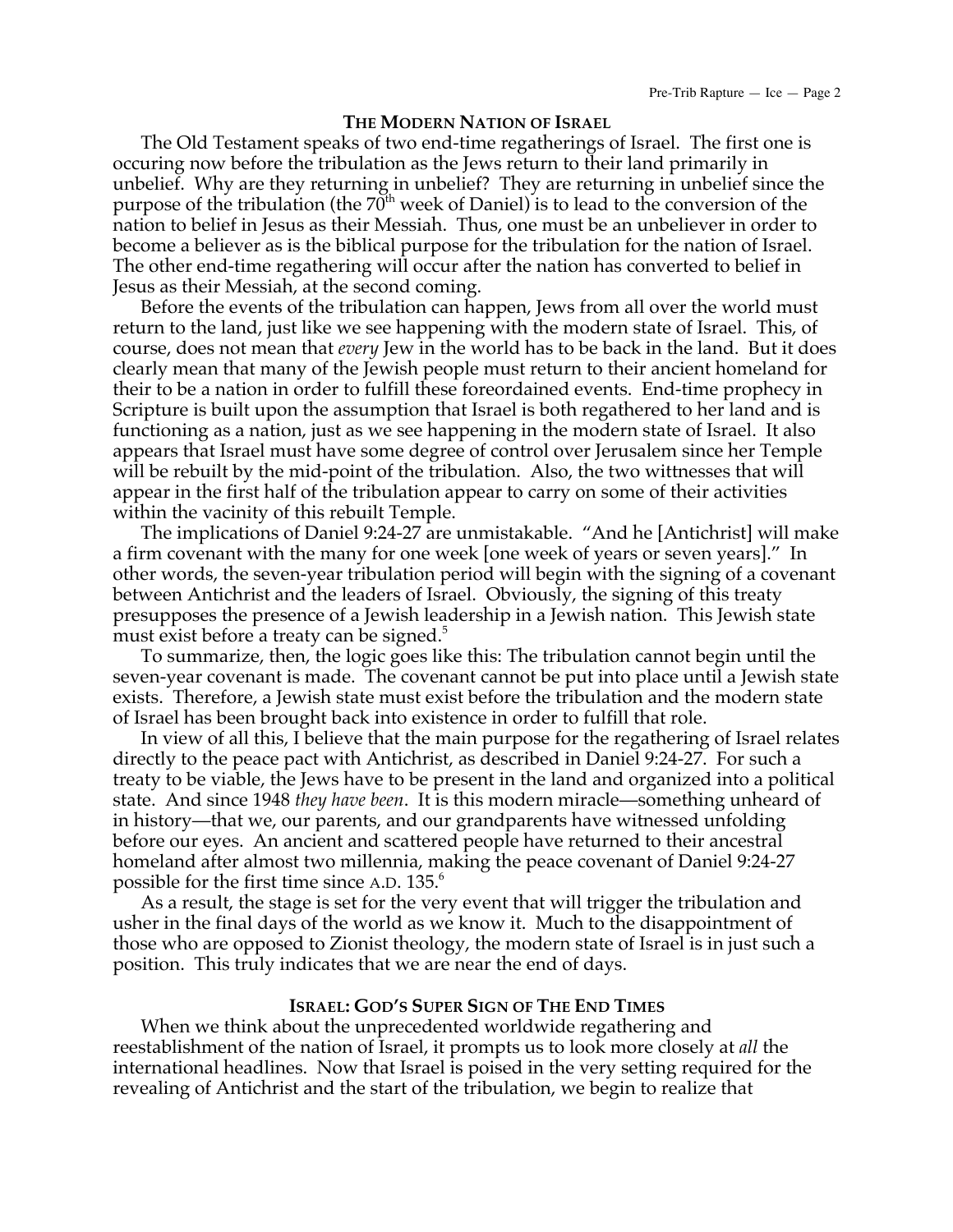## The Modern Nation of Israel

The Old Testament speaks of two end-time regatherings of Israel. The first one is occuring now before the tribulation as the Jews return to their land primarily in unbelief. Why are they returning in unbelief? They are returning in unbelief since the purpose of the tribulation (the 70th week of Daniel) is to lead to the conversion of the nation to belief in Jesus as their Messiah. Thus, one must be an unbeliever in order to become a believer as is the biblical purpose for the tribulation for the nation of Israel. The other end-time regathering will occur after the nation has converted to belief in Jesus as their Messiah, at the second coming.

Before the events of the tribulation can happen, Jews from all over the world must return to the land, just like we see happening with the modern state of Israel. This, of course, does not mean that *every* Jew in the world has to be back in the land. But it does clearly mean that many of the Jewish people must return to their ancient homeland for their to be a nation in order to fulfill these foreordained events. End-time prophecy in Scripture is built upon the assumption that Israel is both regathered to her land and is functioning as a nation, just as we see happening in the modern state of Israel. It also appears that Israel must have some degree of control over Jerusalem since her Temple will be rebuilt by the mid-point of the tribulation. Also, the two wittnesses that will appear in the first half of the tribulation appear to carry on some of their activities within the vacinity of this rebuilt Temple.

The implications of Daniel 9:24-27 are unmistakable. "And he [Antichrist] will make a firm covenant with the many for one week [one week of years or seven years]." In other words, the seven-year tribulation period will begin with the signing of a covenant between Antichrist and the leaders of Israel. Obviously, the signing of this treaty presupposes the presence of a Jewish leadership in a Jewish nation. This Jewish state must exist before a treaty can be signed.[5]

To summarize, then, the logic goes like this: The tribulation cannot begin until the seven-year covenant is made. The covenant cannot be put into place until a Jewish state exists. Therefore, a Jewish state must exist before the tribulation and the modern state of Israel has been brought back into existence in order to fulfill that role.

In view of all this, I believe that the main purpose for the regathering of Israel relates directly to the peace pact with Antichrist, as described in Daniel 9:24-27. For such a treaty to be viable, the Jews have to be present in the land and organized into a political state. And since 1948 *they have been*. It is this modern miracle—something unheard of in history—that we, our parents, and our grandparents have witnessed unfolding before our eyes. An ancient and scattered people have returned to their ancestral homeland after almost two millennia, making the peace covenant of Daniel 9:24-27 possible for the first time since A.D. 135.[6]

As a result, the stage is set for the very event that will trigger the tribulation and usher in the final days of the world as we know it. Much to the disappointment of those who are opposed to Zionist theology, the modern state of Israel is in just such a position. This truly indicates that we are near the end of days.

## Israel: God's Super Sign of The End Times

When we think about the unprecedented worldwide regathering and reestablishment of the nation of Israel, it prompts us to look more closely at *all* the international headlines. Now that Israel is poised in the very setting required for the revealing of Antichrist and the start of the tribulation, we begin to realize that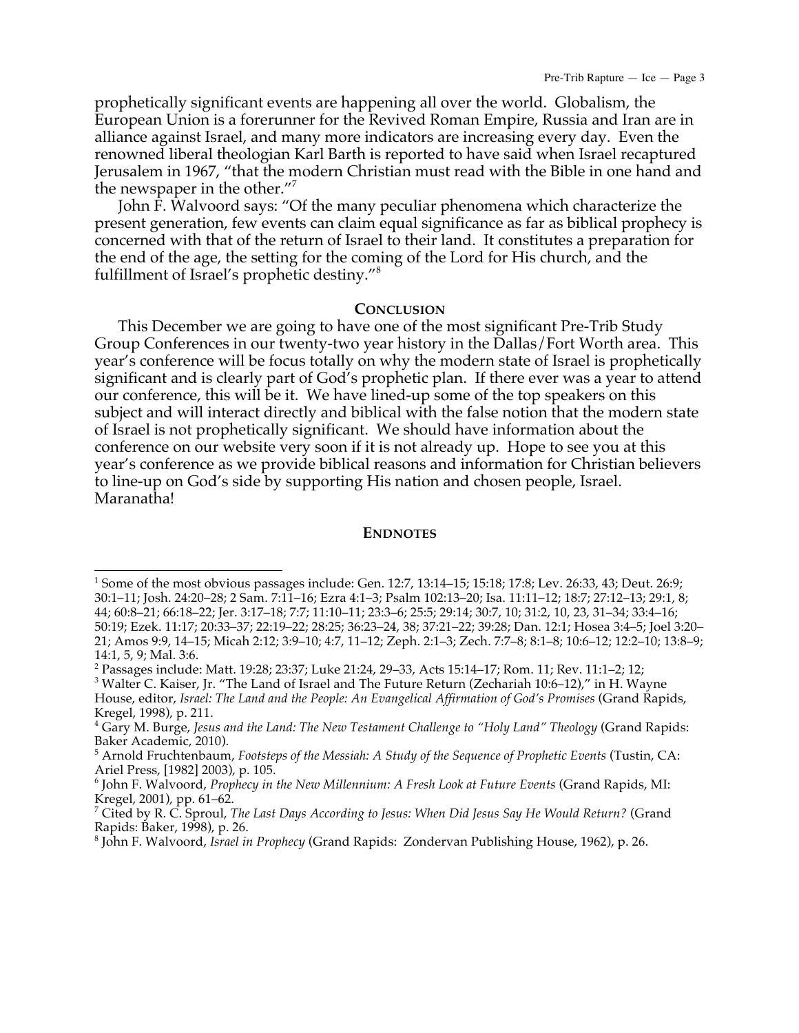prophetically significant events are happening all over the world. Globalism, the European Union is a forerunner for the Revived Roman Empire, Russia and Iran are in alliance against Israel, and many more indicators are increasing every day. Even the renowned liberal theologian Karl Barth is reported to have said when Israel recaptured Jerusalem in 1967, "that the modern Christian must read with the Bible in one hand and the newspaper in the other."[7]

John F. Walvoord says: "Of the many peculiar phenomena which characterize the present generation, few events can claim equal significance as far as biblical prophecy is concerned with that of the return of Israel to their land. It constitutes a preparation for the end of the age, the setting for the coming of the Lord for His church, and the fulfillment of Israel's prophetic destiny."[8]

## Conclusion

This December we are going to have one of the most significant Pre-Trib Study Group Conferences in our twenty-two year history in the Dallas/Fort Worth area. This year's conference will be focus totally on why the modern state of Israel is prophetically significant and is clearly part of God's prophetic plan. If there ever was a year to attend our conference, this will be it. We have lined-up some of the top speakers on this subject and will interact directly and biblical with the false notion that the modern state of Israel is not prophetically significant. We should have information about the conference on our website very soon if it is not already up. Hope to see you at this year's conference as we provide biblical reasons and information for Christian believers to line-up on God's side by supporting His nation and chosen people, Israel. Maranatha!

## Endnotes

[1] Some of the most obvious passages include: Gen. 12:7, 13:14–15; 15:18; 17:8; Lev. 26:33, 43; Deut. 26:9; 30:1–11; Josh. 24:20–28; 2 Sam. 7:11–16; Ezra 4:1–3; Psalm 102:13–20; Isa. 11:11–12; 18:7; 27:12–13; 29:1, 8; 44; 60:8–21; 66:18–22; Jer. 3:17–18; 7:7; 11:10–11; 23:3–6; 25:5; 29:14; 30:7, 10; 31:2, 10, 23, 31–34; 33:4–16; 50:19; Ezek. 11:17; 20:33–37; 22:19–22; 28:25; 36:23–24, 38; 37:21–22; 39:28; Dan. 12:1; Hosea 3:4–5; Joel 3:20–21; Amos 9:9, 14–15; Micah 2:12; 3:9–10; 4:7, 11–12; Zeph. 2:1–3; Zech. 7:7–8; 8:1–8; 10:6–12; 12:2–10; 13:8–9; 14:1, 5, 9; Mal. 3:6.

[2] Passages include: Matt. 19:28; 23:37; Luke 21:24, 29–33, Acts 15:14–17; Rom. 11; Rev. 11:1–2; 12;

[3] Walter C. Kaiser, Jr. "The Land of Israel and The Future Return (Zechariah 10:6–12)," in H. Wayne House, editor, *Israel: The Land and the People: An Evangelical Affirmation of God's Promises* (Grand Rapids, Kregel, 1998), p. 211.

[4] Gary M. Burge, *Jesus and the Land: The New Testament Challenge to "Holy Land" Theology* (Grand Rapids: Baker Academic, 2010).

[5] Arnold Fruchtenbaum, *Footsteps of the Messiah: A Study of the Sequence of Prophetic Events* (Tustin, CA: Ariel Press, [1982] 2003), p. 105.

[6] John F. Walvoord, *Prophecy in the New Millennium: A Fresh Look at Future Events* (Grand Rapids, MI: Kregel, 2001), pp. 61–62.

[7] Cited by R. C. Sproul, *The Last Days According to Jesus: When Did Jesus Say He Would Return?* (Grand Rapids: Baker, 1998), p. 26.

[8] John F. Walvoord, *Israel in Prophecy* (Grand Rapids: Zondervan Publishing House, 1962), p. 26.